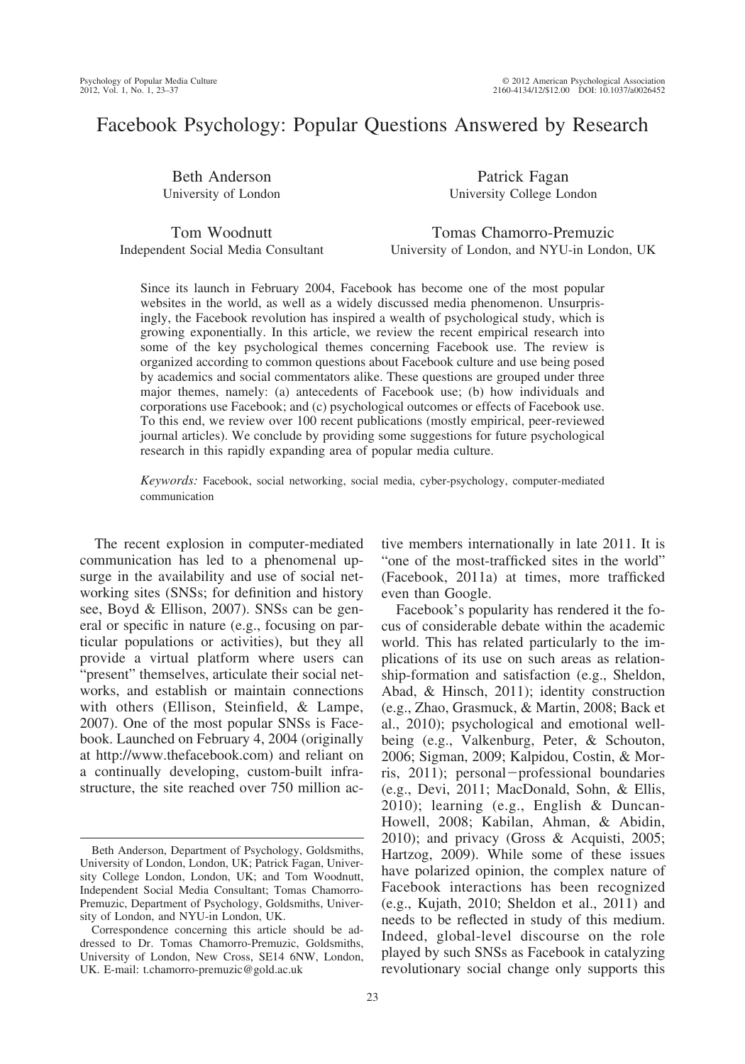# Facebook Psychology: Popular Questions Answered by Research

Beth Anderson
University of London

Patrick Fagan
University College London

Tom Woodnutt
Independent Social Media Consultant

Tomas Chamorro-Premuzic
University of London, and NYU-in London, UK

Since its launch in February 2004, Facebook has become one of the most popular websites in the world, as well as a widely discussed media phenomenon. Unsurprisingly, the Facebook revolution has inspired a wealth of psychological study, which is growing exponentially. In this article, we review the recent empirical research into some of the key psychological themes concerning Facebook use. The review is organized according to common questions about Facebook culture and use being posed by academics and social commentators alike. These questions are grouped under three major themes, namely: (a) antecedents of Facebook use; (b) how individuals and corporations use Facebook; and (c) psychological outcomes or effects of Facebook use. To this end, we review over 100 recent publications (mostly empirical, peer-reviewed journal articles). We conclude by providing some suggestions for future psychological research in this rapidly expanding area of popular media culture.

*Keywords:* Facebook, social networking, social media, cyber-psychology, computer-mediated communication

The recent explosion in computer-mediated communication has led to a phenomenal upsurge in the availability and use of social networking sites (SNSs; for definition and history see, Boyd & Ellison, 2007). SNSs can be general or specific in nature (e.g., focusing on particular populations or activities), but they all provide a virtual platform where users can "present" themselves, articulate their social networks, and establish or maintain connections with others (Ellison, Steinfield, & Lampe, 2007). One of the most popular SNSs is Facebook. Launched on February 4, 2004 (originally at http://www.thefacebook.com) and reliant on a continually developing, custom-built infrastructure, the site reached over 750 million active members internationally in late 2011. It is "one of the most-trafficked sites in the world" (Facebook, 2011a) at times, more trafficked even than Google.

Facebook's popularity has rendered it the focus of considerable debate within the academic world. This has related particularly to the implications of its use on such areas as relationship-formation and satisfaction (e.g., Sheldon, Abad, & Hinsch, 2011); identity construction (e.g., Zhao, Grasmuck, & Martin, 2008; Back et al., 2010); psychological and emotional well-being (e.g., Valkenburg, Peter, & Schouton, 2006; Sigman, 2009; Kalpidou, Costin, & Morris, 2011); personal−professional boundaries (e.g., Devi, 2011; MacDonald, Sohn, & Ellis, 2010); learning (e.g., English & Duncan-Howell, 2008; Kabilan, Ahman, & Abidin, 2010); and privacy (Gross & Acquisti, 2005; Hartzog, 2009). While some of these issues have polarized opinion, the complex nature of Facebook interactions has been recognized (e.g., Kujath, 2010; Sheldon et al., 2011) and needs to be reflected in study of this medium. Indeed, global-level discourse on the role played by such SNSs as Facebook in catalyzing revolutionary social change only supports this

Beth Anderson, Department of Psychology, Goldsmiths, University of London, London, UK; Patrick Fagan, University College London, London, UK; and Tom Woodnutt, Independent Social Media Consultant; Tomas Chamorro-Premuzic, Department of Psychology, Goldsmiths, University of London, and NYU-in London, UK.

Correspondence concerning this article should be addressed to Dr. Tomas Chamorro-Premuzic, Goldsmiths, University of London, New Cross, SE14 6NW, London, UK. E-mail: t.chamorro-premuzic@gold.ac.uk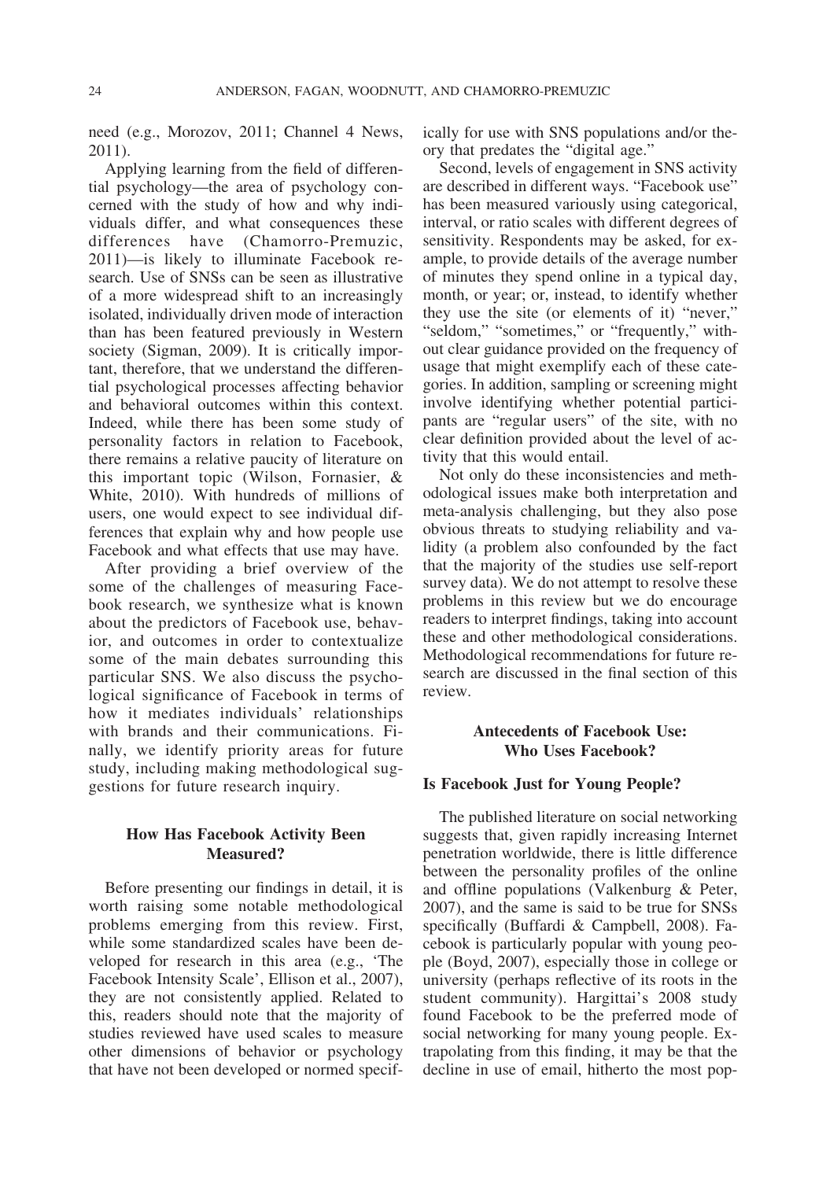need (e.g., Morozov, 2011; Channel 4 News, 2011).

Applying learning from the field of differential psychology—the area of psychology concerned with the study of how and why individuals differ, and what consequences these differences have (Chamorro-Premuzic, 2011)—is likely to illuminate Facebook research. Use of SNSs can be seen as illustrative of a more widespread shift to an increasingly isolated, individually driven mode of interaction than has been featured previously in Western society (Sigman, 2009). It is critically important, therefore, that we understand the differential psychological processes affecting behavior and behavioral outcomes within this context. Indeed, while there has been some study of personality factors in relation to Facebook, there remains a relative paucity of literature on this important topic (Wilson, Fornasier, & White, 2010). With hundreds of millions of users, one would expect to see individual differences that explain why and how people use Facebook and what effects that use may have.

After providing a brief overview of the some of the challenges of measuring Facebook research, we synthesize what is known about the predictors of Facebook use, behavior, and outcomes in order to contextualize some of the main debates surrounding this particular SNS. We also discuss the psychological significance of Facebook in terms of how it mediates individuals' relationships with brands and their communications. Finally, we identify priority areas for future study, including making methodological suggestions for future research inquiry.

## How Has Facebook Activity Been Measured?

Before presenting our findings in detail, it is worth raising some notable methodological problems emerging from this review. First, while some standardized scales have been developed for research in this area (e.g., 'The Facebook Intensity Scale', Ellison et al., 2007), they are not consistently applied. Related to this, readers should note that the majority of studies reviewed have used scales to measure other dimensions of behavior or psychology that have not been developed or normed specifically for use with SNS populations and/or theory that predates the "digital age."

Second, levels of engagement in SNS activity are described in different ways. "Facebook use" has been measured variously using categorical, interval, or ratio scales with different degrees of sensitivity. Respondents may be asked, for example, to provide details of the average number of minutes they spend online in a typical day, month, or year; or, instead, to identify whether they use the site (or elements of it) "never," "seldom," "sometimes," or "frequently," without clear guidance provided on the frequency of usage that might exemplify each of these categories. In addition, sampling or screening might involve identifying whether potential participants are "regular users" of the site, with no clear definition provided about the level of activity that this would entail.

Not only do these inconsistencies and methodological issues make both interpretation and meta-analysis challenging, but they also pose obvious threats to studying reliability and validity (a problem also confounded by the fact that the majority of the studies use self-report survey data). We do not attempt to resolve these problems in this review but we do encourage readers to interpret findings, taking into account these and other methodological considerations. Methodological recommendations for future research are discussed in the final section of this review.

## Antecedents of Facebook Use: Who Uses Facebook?

### Is Facebook Just for Young People?

The published literature on social networking suggests that, given rapidly increasing Internet penetration worldwide, there is little difference between the personality profiles of the online and offline populations (Valkenburg & Peter, 2007), and the same is said to be true for SNSs specifically (Buffardi & Campbell, 2008). Facebook is particularly popular with young people (Boyd, 2007), especially those in college or university (perhaps reflective of its roots in the student community). Hargittai's 2008 study found Facebook to be the preferred mode of social networking for many young people. Extrapolating from this finding, it may be that the decline in use of email, hitherto the most pop-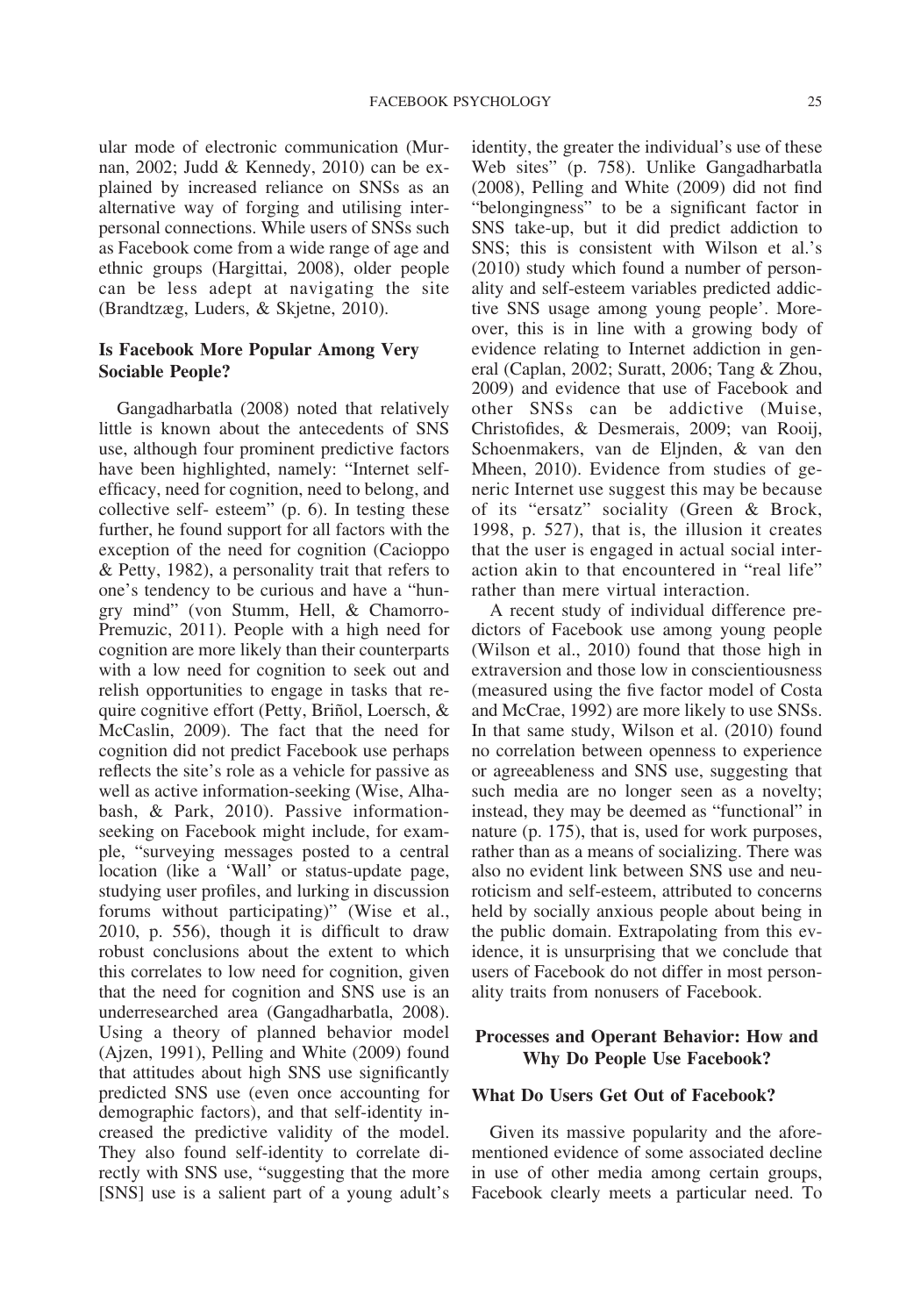ular mode of electronic communication (Murnan, 2002; Judd & Kennedy, 2010) can be explained by increased reliance on SNSs as an alternative way of forging and utilising interpersonal connections. While users of SNSs such as Facebook come from a wide range of age and ethnic groups (Hargittai, 2008), older people can be less adept at navigating the site (Brandtzæg, Luders, & Skjetne, 2010).

## Is Facebook More Popular Among Very Sociable People?

Gangadharbatla (2008) noted that relatively little is known about the antecedents of SNS use, although four prominent predictive factors have been highlighted, namely: "Internet self-efficacy, need for cognition, need to belong, and collective self- esteem" (p. 6). In testing these further, he found support for all factors with the exception of the need for cognition (Cacioppo & Petty, 1982), a personality trait that refers to one's tendency to be curious and have a "hungry mind" (von Stumm, Hell, & Chamorro-Premuzic, 2011). People with a high need for cognition are more likely than their counterparts with a low need for cognition to seek out and relish opportunities to engage in tasks that require cognitive effort (Petty, Briñol, Loersch, & McCaslin, 2009). The fact that the need for cognition did not predict Facebook use perhaps reflects the site's role as a vehicle for passive as well as active information-seeking (Wise, Alhabash, & Park, 2010). Passive information-seeking on Facebook might include, for example, "surveying messages posted to a central location (like a 'Wall' or status-update page, studying user profiles, and lurking in discussion forums without participating)" (Wise et al., 2010, p. 556), though it is difficult to draw robust conclusions about the extent to which this correlates to low need for cognition, given that the need for cognition and SNS use is an underresearched area (Gangadharbatla, 2008). Using a theory of planned behavior model (Ajzen, 1991), Pelling and White (2009) found that attitudes about high SNS use significantly predicted SNS use (even once accounting for demographic factors), and that self-identity increased the predictive validity of the model. They also found self-identity to correlate directly with SNS use, "suggesting that the more [SNS] use is a salient part of a young adult's identity, the greater the individual's use of these Web sites" (p. 758). Unlike Gangadharbatla (2008), Pelling and White (2009) did not find "belongingness" to be a significant factor in SNS take-up, but it did predict addiction to SNS; this is consistent with Wilson et al.'s (2010) study which found a number of personality and self-esteem variables predicted addictive SNS usage among young people'. Moreover, this is in line with a growing body of evidence relating to Internet addiction in general (Caplan, 2002; Suratt, 2006; Tang & Zhou, 2009) and evidence that use of Facebook and other SNSs can be addictive (Muise, Christofides, & Desmerais, 2009; van Rooij, Schoenmakers, van de Eljnden, & van den Mheen, 2010). Evidence from studies of generic Internet use suggest this may be because of its "ersatz" sociality (Green & Brock, 1998, p. 527), that is, the illusion it creates that the user is engaged in actual social interaction akin to that encountered in "real life" rather than mere virtual interaction.

A recent study of individual difference predictors of Facebook use among young people (Wilson et al., 2010) found that those high in extraversion and those low in conscientiousness (measured using the five factor model of Costa and McCrae, 1992) are more likely to use SNSs. In that same study, Wilson et al. (2010) found no correlation between openness to experience or agreeableness and SNS use, suggesting that such media are no longer seen as a novelty; instead, they may be deemed as "functional" in nature (p. 175), that is, used for work purposes, rather than as a means of socializing. There was also no evident link between SNS use and neuroticism and self-esteem, attributed to concerns held by socially anxious people about being in the public domain. Extrapolating from this evidence, it is unsurprising that we conclude that users of Facebook do not differ in most personality traits from nonusers of Facebook.

## Processes and Operant Behavior: How and Why Do People Use Facebook?

### What Do Users Get Out of Facebook?

Given its massive popularity and the aforementioned evidence of some associated decline in use of other media among certain groups, Facebook clearly meets a particular need. To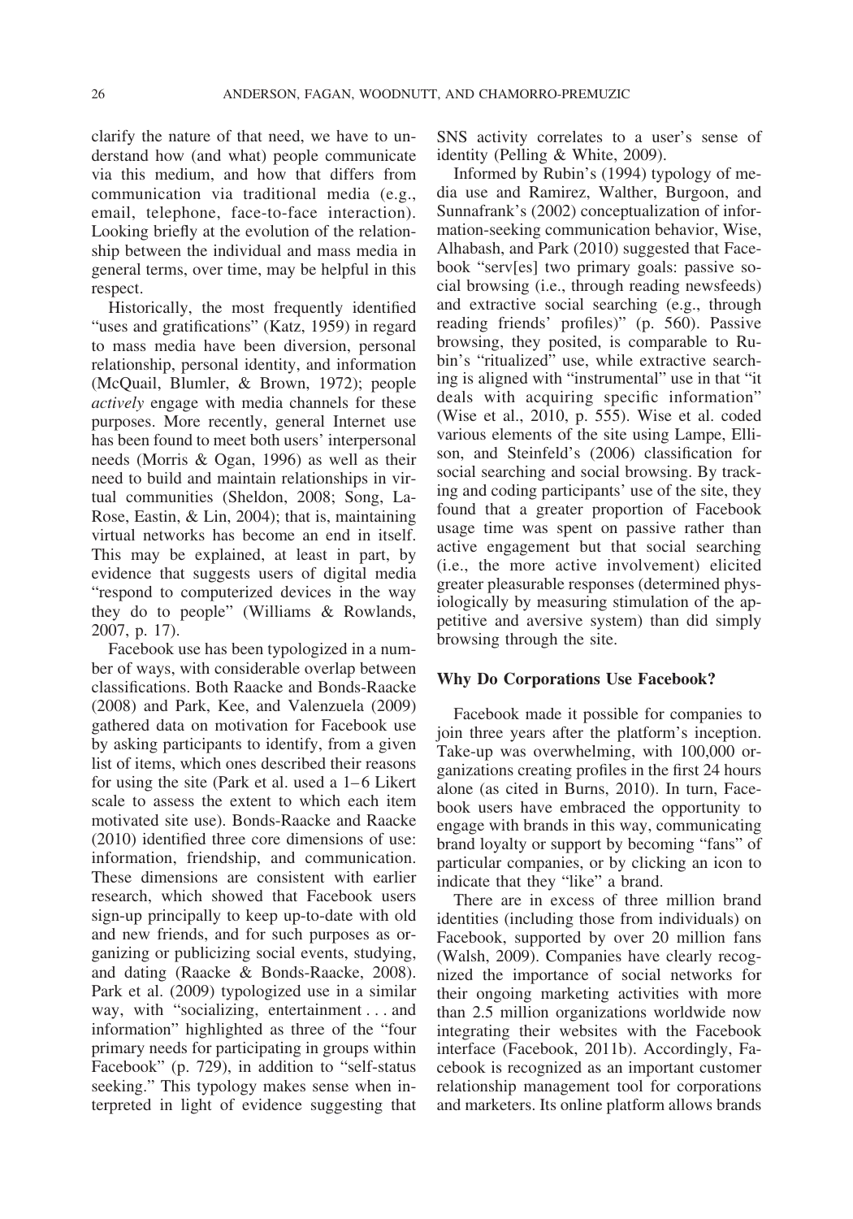clarify the nature of that need, we have to understand how (and what) people communicate via this medium, and how that differs from communication via traditional media (e.g., email, telephone, face-to-face interaction). Looking briefly at the evolution of the relationship between the individual and mass media in general terms, over time, may be helpful in this respect.

Historically, the most frequently identified "uses and gratifications" (Katz, 1959) in regard to mass media have been diversion, personal relationship, personal identity, and information (McQuail, Blumler, & Brown, 1972); people *actively* engage with media channels for these purposes. More recently, general Internet use has been found to meet both users' interpersonal needs (Morris & Ogan, 1996) as well as their need to build and maintain relationships in virtual communities (Sheldon, 2008; Song, LaRose, Eastin, & Lin, 2004); that is, maintaining virtual networks has become an end in itself. This may be explained, at least in part, by evidence that suggests users of digital media "respond to computerized devices in the way they do to people" (Williams & Rowlands, 2007, p. 17).

Facebook use has been typologized in a number of ways, with considerable overlap between classifications. Both Raacke and Bonds-Raacke (2008) and Park, Kee, and Valenzuela (2009) gathered data on motivation for Facebook use by asking participants to identify, from a given list of items, which ones described their reasons for using the site (Park et al. used a 1–6 Likert scale to assess the extent to which each item motivated site use). Bonds-Raacke and Raacke (2010) identified three core dimensions of use: information, friendship, and communication. These dimensions are consistent with earlier research, which showed that Facebook users sign-up principally to keep up-to-date with old and new friends, and for such purposes as organizing or publicizing social events, studying, and dating (Raacke & Bonds-Raacke, 2008). Park et al. (2009) typologized use in a similar way, with "socializing, entertainment . . . and information" highlighted as three of the "four primary needs for participating in groups within Facebook" (p. 729), in addition to "self-status seeking." This typology makes sense when interpreted in light of evidence suggesting that SNS activity correlates to a user's sense of identity (Pelling & White, 2009).

Informed by Rubin's (1994) typology of media use and Ramirez, Walther, Burgoon, and Sunnafrank's (2002) conceptualization of information-seeking communication behavior, Wise, Alhabash, and Park (2010) suggested that Facebook "serv[es] two primary goals: passive social browsing (i.e., through reading newsfeeds) and extractive social searching (e.g., through reading friends' profiles)" (p. 560). Passive browsing, they posited, is comparable to Rubin's "ritualized" use, while extractive searching is aligned with "instrumental" use in that "it deals with acquiring specific information" (Wise et al., 2010, p. 555). Wise et al. coded various elements of the site using Lampe, Ellison, and Steinfeld's (2006) classification for social searching and social browsing. By tracking and coding participants' use of the site, they found that a greater proportion of Facebook usage time was spent on passive rather than active engagement but that social searching (i.e., the more active involvement) elicited greater pleasurable responses (determined physiologically by measuring stimulation of the appetitive and aversive system) than did simply browsing through the site.

### Why Do Corporations Use Facebook?

Facebook made it possible for companies to join three years after the platform's inception. Take-up was overwhelming, with 100,000 organizations creating profiles in the first 24 hours alone (as cited in Burns, 2010). In turn, Facebook users have embraced the opportunity to engage with brands in this way, communicating brand loyalty or support by becoming "fans" of particular companies, or by clicking an icon to indicate that they "like" a brand.

There are in excess of three million brand identities (including those from individuals) on Facebook, supported by over 20 million fans (Walsh, 2009). Companies have clearly recognized the importance of social networks for their ongoing marketing activities with more than 2.5 million organizations worldwide now integrating their websites with the Facebook interface (Facebook, 2011b). Accordingly, Facebook is recognized as an important customer relationship management tool for corporations and marketers. Its online platform allows brands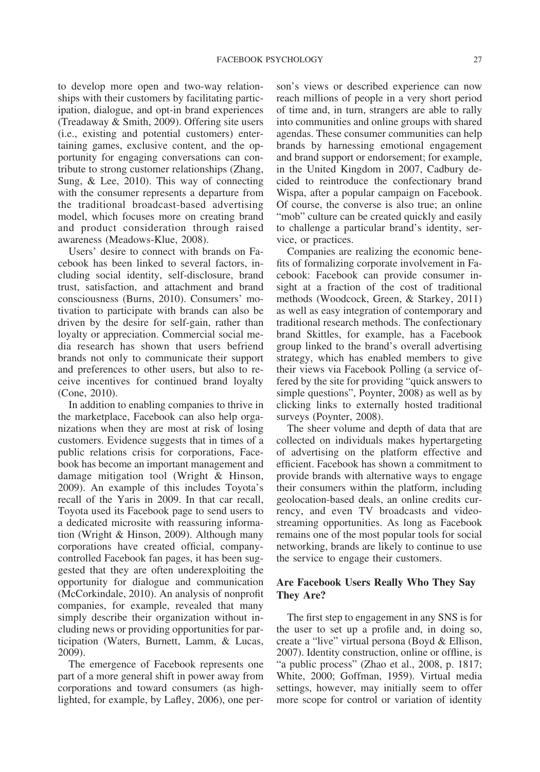to develop more open and two-way relationships with their customers by facilitating participation, dialogue, and opt-in brand experiences (Treadaway & Smith, 2009). Offering site users (i.e., existing and potential customers) entertaining games, exclusive content, and the opportunity for engaging conversations can contribute to strong customer relationships (Zhang, Sung, & Lee, 2010). This way of connecting with the consumer represents a departure from the traditional broadcast-based advertising model, which focuses more on creating brand and product consideration through raised awareness (Meadows-Klue, 2008).

Users' desire to connect with brands on Facebook has been linked to several factors, including social identity, self-disclosure, brand trust, satisfaction, and attachment and brand consciousness (Burns, 2010). Consumers' motivation to participate with brands can also be driven by the desire for self-gain, rather than loyalty or appreciation. Commercial social media research has shown that users befriend brands not only to communicate their support and preferences to other users, but also to receive incentives for continued brand loyalty (Cone, 2010).

In addition to enabling companies to thrive in the marketplace, Facebook can also help organizations when they are most at risk of losing customers. Evidence suggests that in times of a public relations crisis for corporations, Facebook has become an important management and damage mitigation tool (Wright & Hinson, 2009). An example of this includes Toyota's recall of the Yaris in 2009. In that car recall, Toyota used its Facebook page to send users to a dedicated microsite with reassuring information (Wright & Hinson, 2009). Although many corporations have created official, company-controlled Facebook fan pages, it has been suggested that they are often underexploiting the opportunity for dialogue and communication (McCorkindale, 2010). An analysis of nonprofit companies, for example, revealed that many simply describe their organization without including news or providing opportunities for participation (Waters, Burnett, Lamm, & Lucas, 2009).

The emergence of Facebook represents one part of a more general shift in power away from corporations and toward consumers (as highlighted, for example, by Lafley, 2006), one person's views or described experience can now reach millions of people in a very short period of time and, in turn, strangers are able to rally into communities and online groups with shared agendas. These consumer communities can help brands by harnessing emotional engagement and brand support or endorsement; for example, in the United Kingdom in 2007, Cadbury decided to reintroduce the confectionary brand Wispa, after a popular campaign on Facebook. Of course, the converse is also true; an online "mob" culture can be created quickly and easily to challenge a particular brand's identity, service, or practices.

Companies are realizing the economic benefits of formalizing corporate involvement in Facebook: Facebook can provide consumer insight at a fraction of the cost of traditional methods (Woodcock, Green, & Starkey, 2011) as well as easy integration of contemporary and traditional research methods. The confectionary brand Skittles, for example, has a Facebook group linked to the brand's overall advertising strategy, which has enabled members to give their views via Facebook Polling (a service offered by the site for providing "quick answers to simple questions", Poynter, 2008) as well as by clicking links to externally hosted traditional surveys (Poynter, 2008).

The sheer volume and depth of data that are collected on individuals makes hypertargeting of advertising on the platform effective and efficient. Facebook has shown a commitment to provide brands with alternative ways to engage their consumers within the platform, including geolocation-based deals, an online credits currency, and even TV broadcasts and video-streaming opportunities. As long as Facebook remains one of the most popular tools for social networking, brands are likely to continue to use the service to engage their customers.

## Are Facebook Users Really Who They Say They Are?

The first step to engagement in any SNS is for the user to set up a profile and, in doing so, create a "live" virtual persona (Boyd & Ellison, 2007). Identity construction, online or offline, is "a public process" (Zhao et al., 2008, p. 1817; White, 2000; Goffman, 1959). Virtual media settings, however, may initially seem to offer more scope for control or variation of identity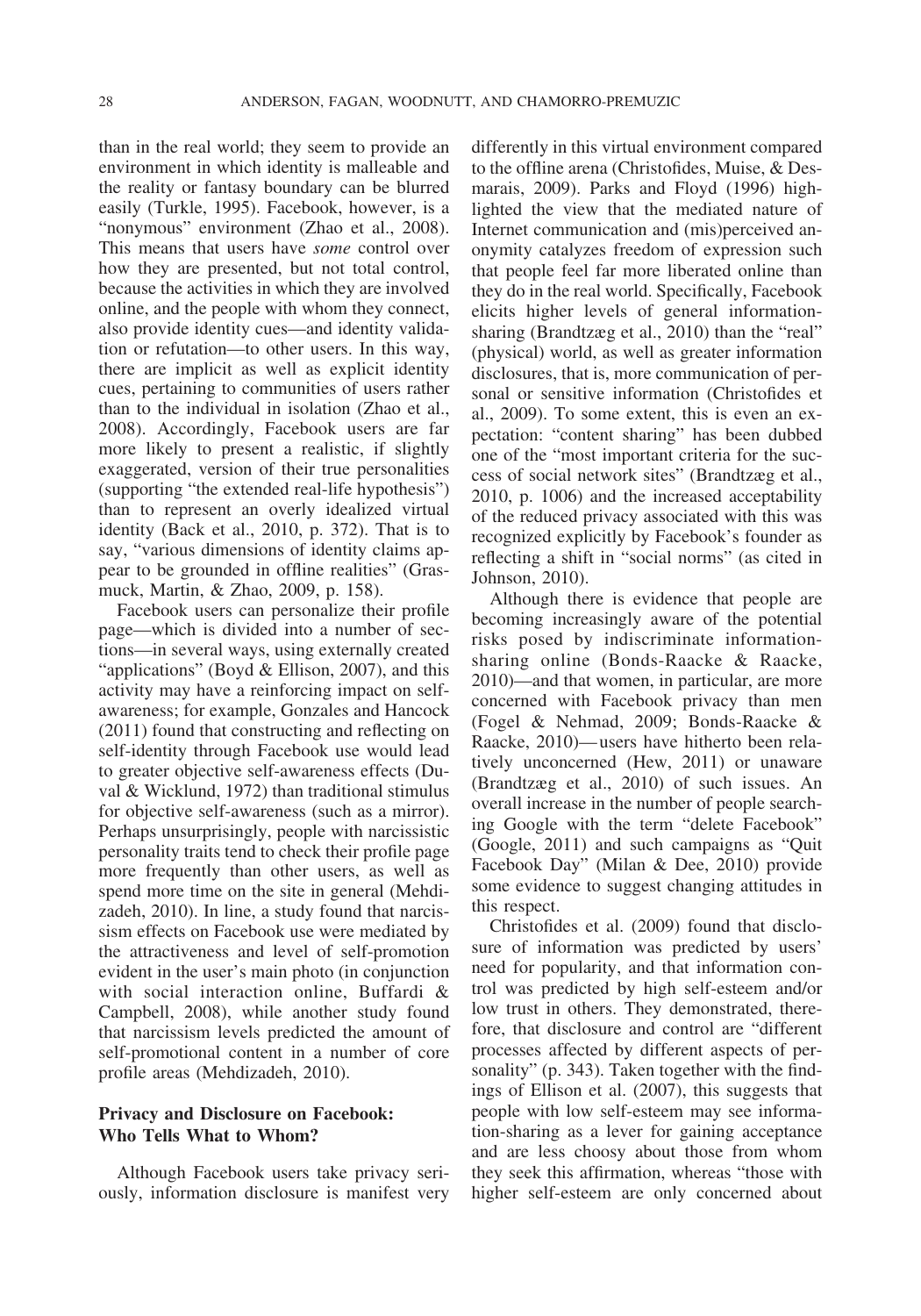than in the real world; they seem to provide an environment in which identity is malleable and the reality or fantasy boundary can be blurred easily (Turkle, 1995). Facebook, however, is a "nonymous" environment (Zhao et al., 2008). This means that users have *some* control over how they are presented, but not total control, because the activities in which they are involved online, and the people with whom they connect, also provide identity cues—and identity validation or refutation—to other users. In this way, there are implicit as well as explicit identity cues, pertaining to communities of users rather than to the individual in isolation (Zhao et al., 2008). Accordingly, Facebook users are far more likely to present a realistic, if slightly exaggerated, version of their true personalities (supporting "the extended real-life hypothesis") than to represent an overly idealized virtual identity (Back et al., 2010, p. 372). That is to say, "various dimensions of identity claims appear to be grounded in offline realities" (Grasmuck, Martin, & Zhao, 2009, p. 158).

Facebook users can personalize their profile page—which is divided into a number of sections—in several ways, using externally created "applications" (Boyd & Ellison, 2007), and this activity may have a reinforcing impact on self-awareness; for example, Gonzales and Hancock (2011) found that constructing and reflecting on self-identity through Facebook use would lead to greater objective self-awareness effects (Duval & Wicklund, 1972) than traditional stimulus for objective self-awareness (such as a mirror). Perhaps unsurprisingly, people with narcissistic personality traits tend to check their profile page more frequently than other users, as well as spend more time on the site in general (Mehdizadeh, 2010). In line, a study found that narcissism effects on Facebook use were mediated by the attractiveness and level of self-promotion evident in the user's main photo (in conjunction with social interaction online, Buffardi & Campbell, 2008), while another study found that narcissism levels predicted the amount of self-promotional content in a number of core profile areas (Mehdizadeh, 2010).

## Privacy and Disclosure on Facebook: Who Tells What to Whom?

Although Facebook users take privacy seriously, information disclosure is manifest very differently in this virtual environment compared to the offline arena (Christofides, Muise, & Desmarais, 2009). Parks and Floyd (1996) highlighted the view that the mediated nature of Internet communication and (mis)perceived anonymity catalyzes freedom of expression such that people feel far more liberated online than they do in the real world. Specifically, Facebook elicits higher levels of general information-sharing (Brandtzæg et al., 2010) than the "real" (physical) world, as well as greater information disclosures, that is, more communication of personal or sensitive information (Christofides et al., 2009). To some extent, this is even an expectation: "content sharing" has been dubbed one of the "most important criteria for the success of social network sites" (Brandtzæg et al., 2010, p. 1006) and the increased acceptability of the reduced privacy associated with this was recognized explicitly by Facebook's founder as reflecting a shift in "social norms" (as cited in Johnson, 2010).

Although there is evidence that people are becoming increasingly aware of the potential risks posed by indiscriminate information-sharing online (Bonds-Raacke & Raacke, 2010)—and that women, in particular, are more concerned with Facebook privacy than men (Fogel & Nehmad, 2009; Bonds-Raacke & Raacke, 2010)—users have hitherto been relatively unconcerned (Hew, 2011) or unaware (Brandtzæg et al., 2010) of such issues. An overall increase in the number of people searching Google with the term "delete Facebook" (Google, 2011) and such campaigns as "Quit Facebook Day" (Milan & Dee, 2010) provide some evidence to suggest changing attitudes in this respect.

Christofides et al. (2009) found that disclosure of information was predicted by users' need for popularity, and that information control was predicted by high self-esteem and/or low trust in others. They demonstrated, therefore, that disclosure and control are "different processes affected by different aspects of personality" (p. 343). Taken together with the findings of Ellison et al. (2007), this suggests that people with low self-esteem may see information-sharing as a lever for gaining acceptance and are less choosy about those from whom they seek this affirmation, whereas "those with higher self-esteem are only concerned about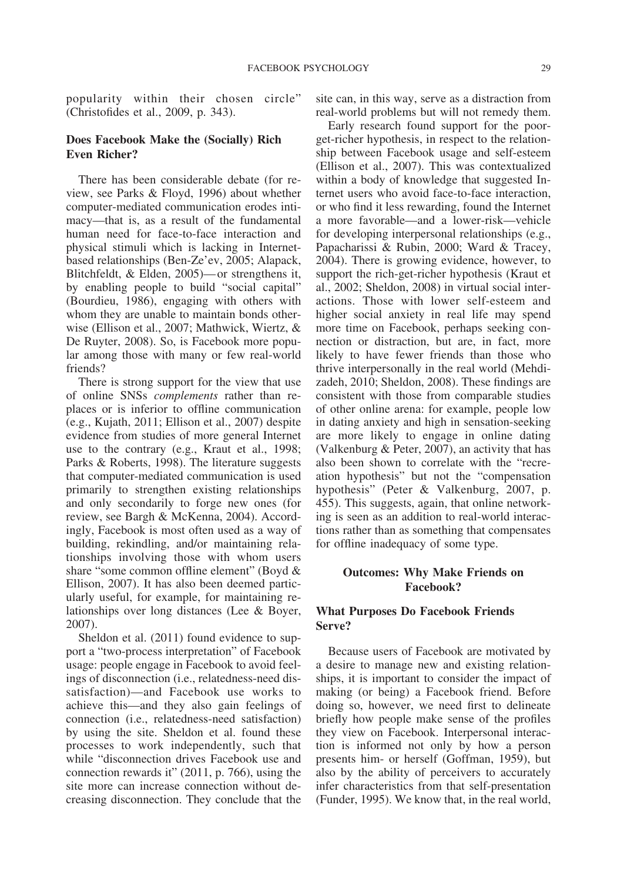popularity within their chosen circle" (Christofides et al., 2009, p. 343).

### Does Facebook Make the (Socially) Rich Even Richer?

There has been considerable debate (for review, see Parks & Floyd, 1996) about whether computer-mediated communication erodes intimacy—that is, as a result of the fundamental human need for face-to-face interaction and physical stimuli which is lacking in Internet-based relationships (Ben-Ze'ev, 2005; Alapack, Blitchfeldt, & Elden, 2005)—or strengthens it, by enabling people to build "social capital" (Bourdieu, 1986), engaging with others with whom they are unable to maintain bonds otherwise (Ellison et al., 2007; Mathwick, Wiertz, & De Ruyter, 2008). So, is Facebook more popular among those with many or few real-world friends?

There is strong support for the view that use of online SNSs *complements* rather than replaces or is inferior to offline communication (e.g., Kujath, 2011; Ellison et al., 2007) despite evidence from studies of more general Internet use to the contrary (e.g., Kraut et al., 1998; Parks & Roberts, 1998). The literature suggests that computer-mediated communication is used primarily to strengthen existing relationships and only secondarily to forge new ones (for review, see Bargh & McKenna, 2004). Accordingly, Facebook is most often used as a way of building, rekindling, and/or maintaining relationships involving those with whom users share "some common offline element" (Boyd & Ellison, 2007). It has also been deemed particularly useful, for example, for maintaining relationships over long distances (Lee & Boyer, 2007).

Sheldon et al. (2011) found evidence to support a "two-process interpretation" of Facebook usage: people engage in Facebook to avoid feelings of disconnection (i.e., relatedness-need dissatisfaction)—and Facebook use works to achieve this—and they also gain feelings of connection (i.e., relatedness-need satisfaction) by using the site. Sheldon et al. found these processes to work independently, such that while "disconnection drives Facebook use and connection rewards it" (2011, p. 766), using the site more can increase connection without decreasing disconnection. They conclude that the site can, in this way, serve as a distraction from real-world problems but will not remedy them.

Early research found support for the poor-get-richer hypothesis, in respect to the relationship between Facebook usage and self-esteem (Ellison et al., 2007). This was contextualized within a body of knowledge that suggested Internet users who avoid face-to-face interaction, or who find it less rewarding, found the Internet a more favorable—and a lower-risk—vehicle for developing interpersonal relationships (e.g., Papacharissi & Rubin, 2000; Ward & Tracey, 2004). There is growing evidence, however, to support the rich-get-richer hypothesis (Kraut et al., 2002; Sheldon, 2008) in virtual social interactions. Those with lower self-esteem and higher social anxiety in real life may spend more time on Facebook, perhaps seeking connection or distraction, but are, in fact, more likely to have fewer friends than those who thrive interpersonally in the real world (Mehdizadeh, 2010; Sheldon, 2008). These findings are consistent with those from comparable studies of other online arena: for example, people low in dating anxiety and high in sensation-seeking are more likely to engage in online dating (Valkenburg & Peter, 2007), an activity that has also been shown to correlate with the "recreation hypothesis" but not the "compensation hypothesis" (Peter & Valkenburg, 2007, p. 455). This suggests, again, that online networking is seen as an addition to real-world interactions rather than as something that compensates for offline inadequacy of some type.

## Outcomes: Why Make Friends on Facebook?

### What Purposes Do Facebook Friends Serve?

Because users of Facebook are motivated by a desire to manage new and existing relationships, it is important to consider the impact of making (or being) a Facebook friend. Before doing so, however, we need first to delineate briefly how people make sense of the profiles they view on Facebook. Interpersonal interaction is informed not only by how a person presents him- or herself (Goffman, 1959), but also by the ability of perceivers to accurately infer characteristics from that self-presentation (Funder, 1995). We know that, in the real world,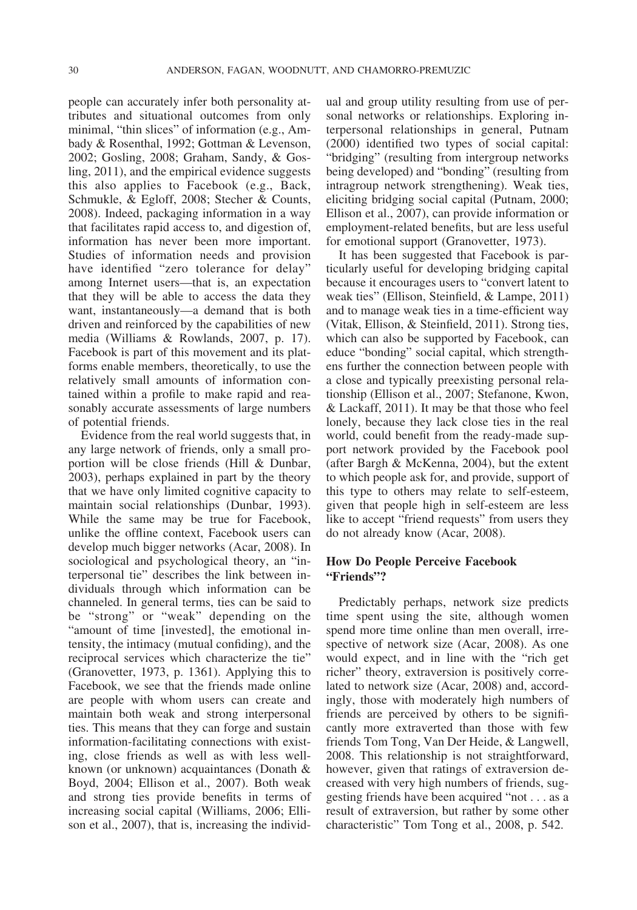people can accurately infer both personality attributes and situational outcomes from only minimal, "thin slices" of information (e.g., Ambady & Rosenthal, 1992; Gottman & Levenson, 2002; Gosling, 2008; Graham, Sandy, & Gosling, 2011), and the empirical evidence suggests this also applies to Facebook (e.g., Back, Schmukle, & Egloff, 2008; Stecher & Counts, 2008). Indeed, packaging information in a way that facilitates rapid access to, and digestion of, information has never been more important. Studies of information needs and provision have identified "zero tolerance for delay" among Internet users—that is, an expectation that they will be able to access the data they want, instantaneously—a demand that is both driven and reinforced by the capabilities of new media (Williams & Rowlands, 2007, p. 17). Facebook is part of this movement and its platforms enable members, theoretically, to use the relatively small amounts of information contained within a profile to make rapid and reasonably accurate assessments of large numbers of potential friends.

Evidence from the real world suggests that, in any large network of friends, only a small proportion will be close friends (Hill & Dunbar, 2003), perhaps explained in part by the theory that we have only limited cognitive capacity to maintain social relationships (Dunbar, 1993). While the same may be true for Facebook, unlike the offline context, Facebook users can develop much bigger networks (Acar, 2008). In sociological and psychological theory, an "interpersonal tie" describes the link between individuals through which information can be channeled. In general terms, ties can be said to be "strong" or "weak" depending on the "amount of time [invested], the emotional intensity, the intimacy (mutual confiding), and the reciprocal services which characterize the tie" (Granovetter, 1973, p. 1361). Applying this to Facebook, we see that the friends made online are people with whom users can create and maintain both weak and strong interpersonal ties. This means that they can forge and sustain information-facilitating connections with existing, close friends as well as with less well-known (or unknown) acquaintances (Donath & Boyd, 2004; Ellison et al., 2007). Both weak and strong ties provide benefits in terms of increasing social capital (Williams, 2006; Ellison et al., 2007), that is, increasing the individual and group utility resulting from use of personal networks or relationships. Exploring interpersonal relationships in general, Putnam (2000) identified two types of social capital: "bridging" (resulting from intergroup networks being developed) and "bonding" (resulting from intragroup network strengthening). Weak ties, eliciting bridging social capital (Putnam, 2000; Ellison et al., 2007), can provide information or employment-related benefits, but are less useful for emotional support (Granovetter, 1973).

It has been suggested that Facebook is particularly useful for developing bridging capital because it encourages users to "convert latent to weak ties" (Ellison, Steinfield, & Lampe, 2011) and to manage weak ties in a time-efficient way (Vitak, Ellison, & Steinfield, 2011). Strong ties, which can also be supported by Facebook, can educe "bonding" social capital, which strengthens further the connection between people with a close and typically preexisting personal relationship (Ellison et al., 2007; Stefanone, Kwon, & Lackaff, 2011). It may be that those who feel lonely, because they lack close ties in the real world, could benefit from the ready-made support network provided by the Facebook pool (after Bargh & McKenna, 2004), but the extent to which people ask for, and provide, support of this type to others may relate to self-esteem, given that people high in self-esteem are less like to accept "friend requests" from users they do not already know (Acar, 2008).

## How Do People Perceive Facebook "Friends"?

Predictably perhaps, network size predicts time spent using the site, although women spend more time online than men overall, irrespective of network size (Acar, 2008). As one would expect, and in line with the "rich get richer" theory, extraversion is positively correlated to network size (Acar, 2008) and, accordingly, those with moderately high numbers of friends are perceived by others to be significantly more extraverted than those with few friends Tom Tong, Van Der Heide, & Langwell, 2008. This relationship is not straightforward, however, given that ratings of extraversion decreased with very high numbers of friends, suggesting friends have been acquired "not . . . as a result of extraversion, but rather by some other characteristic" Tom Tong et al., 2008, p. 542.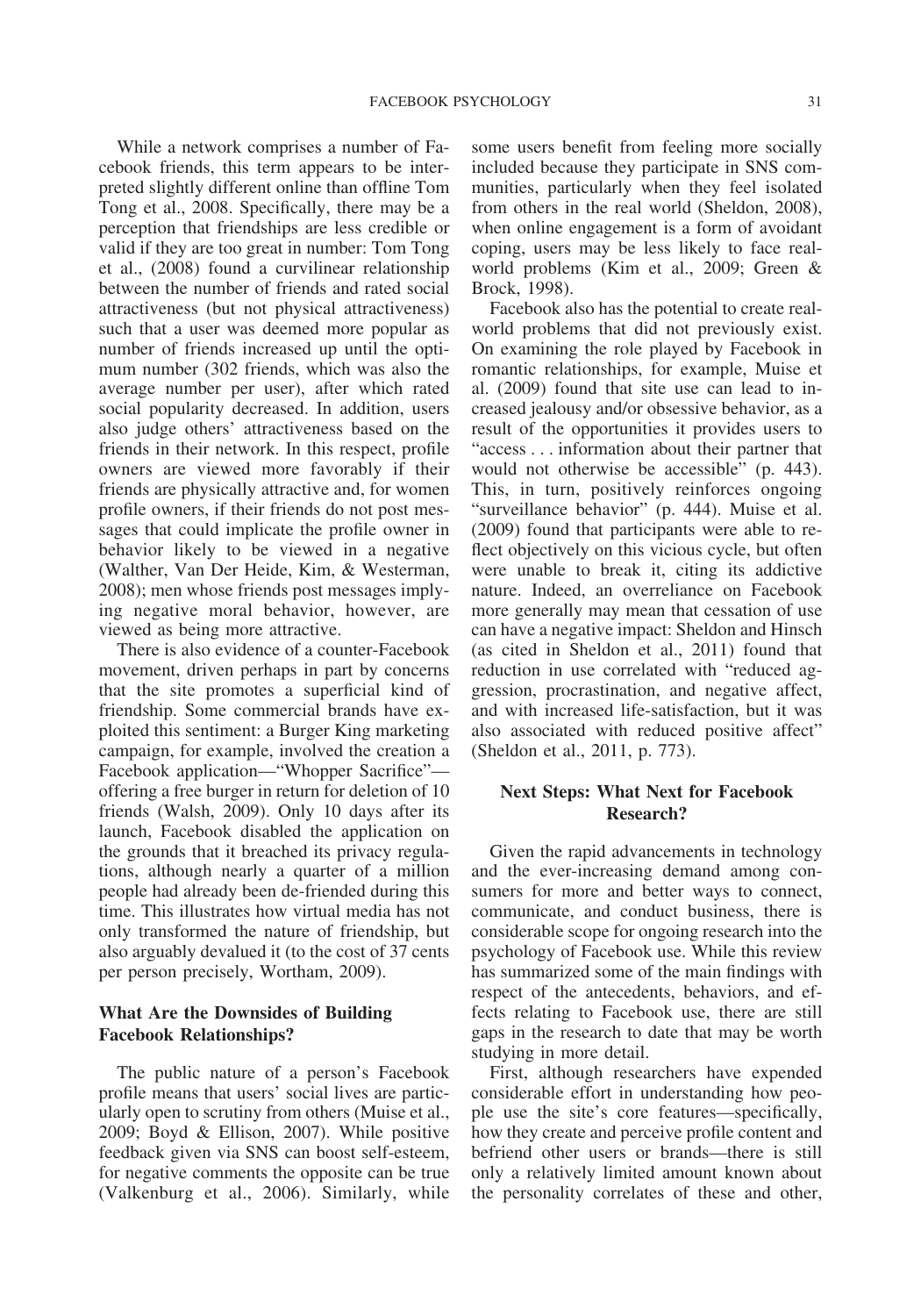While a network comprises a number of Facebook friends, this term appears to be interpreted slightly different online than offline Tom Tong et al., 2008. Specifically, there may be a perception that friendships are less credible or valid if they are too great in number: Tom Tong et al., (2008) found a curvilinear relationship between the number of friends and rated social attractiveness (but not physical attractiveness) such that a user was deemed more popular as number of friends increased up until the optimum number (302 friends, which was also the average number per user), after which rated social popularity decreased. In addition, users also judge others' attractiveness based on the friends in their network. In this respect, profile owners are viewed more favorably if their friends are physically attractive and, for women profile owners, if their friends do not post messages that could implicate the profile owner in behavior likely to be viewed in a negative (Walther, Van Der Heide, Kim, & Westerman, 2008); men whose friends post messages implying negative moral behavior, however, are viewed as being more attractive.

There is also evidence of a counter-Facebook movement, driven perhaps in part by concerns that the site promotes a superficial kind of friendship. Some commercial brands have exploited this sentiment: a Burger King marketing campaign, for example, involved the creation a Facebook application—"Whopper Sacrifice"—offering a free burger in return for deletion of 10 friends (Walsh, 2009). Only 10 days after its launch, Facebook disabled the application on the grounds that it breached its privacy regulations, although nearly a quarter of a million people had already been de-friended during this time. This illustrates how virtual media has not only transformed the nature of friendship, but also arguably devalued it (to the cost of 37 cents per person precisely, Wortham, 2009).

### What Are the Downsides of Building Facebook Relationships?

The public nature of a person's Facebook profile means that users' social lives are particularly open to scrutiny from others (Muise et al., 2009; Boyd & Ellison, 2007). While positive feedback given via SNS can boost self-esteem, for negative comments the opposite can be true (Valkenburg et al., 2006). Similarly, while some users benefit from feeling more socially included because they participate in SNS communities, particularly when they feel isolated from others in the real world (Sheldon, 2008), when online engagement is a form of avoidant coping, users may be less likely to face real-world problems (Kim et al., 2009; Green & Brock, 1998).

Facebook also has the potential to create real-world problems that did not previously exist. On examining the role played by Facebook in romantic relationships, for example, Muise et al. (2009) found that site use can lead to increased jealousy and/or obsessive behavior, as a result of the opportunities it provides users to "access . . . information about their partner that would not otherwise be accessible" (p. 443). This, in turn, positively reinforces ongoing "surveillance behavior" (p. 444). Muise et al. (2009) found that participants were able to reflect objectively on this vicious cycle, but often were unable to break it, citing its addictive nature. Indeed, an overreliance on Facebook more generally may mean that cessation of use can have a negative impact: Sheldon and Hinsch (as cited in Sheldon et al., 2011) found that reduction in use correlated with "reduced aggression, procrastination, and negative affect, and with increased life-satisfaction, but it was also associated with reduced positive affect" (Sheldon et al., 2011, p. 773).

## Next Steps: What Next for Facebook Research?

Given the rapid advancements in technology and the ever-increasing demand among consumers for more and better ways to connect, communicate, and conduct business, there is considerable scope for ongoing research into the psychology of Facebook use. While this review has summarized some of the main findings with respect of the antecedents, behaviors, and effects relating to Facebook use, there are still gaps in the research to date that may be worth studying in more detail.

First, although researchers have expended considerable effort in understanding how people use the site's core features—specifically, how they create and perceive profile content and befriend other users or brands—there is still only a relatively limited amount known about the personality correlates of these and other,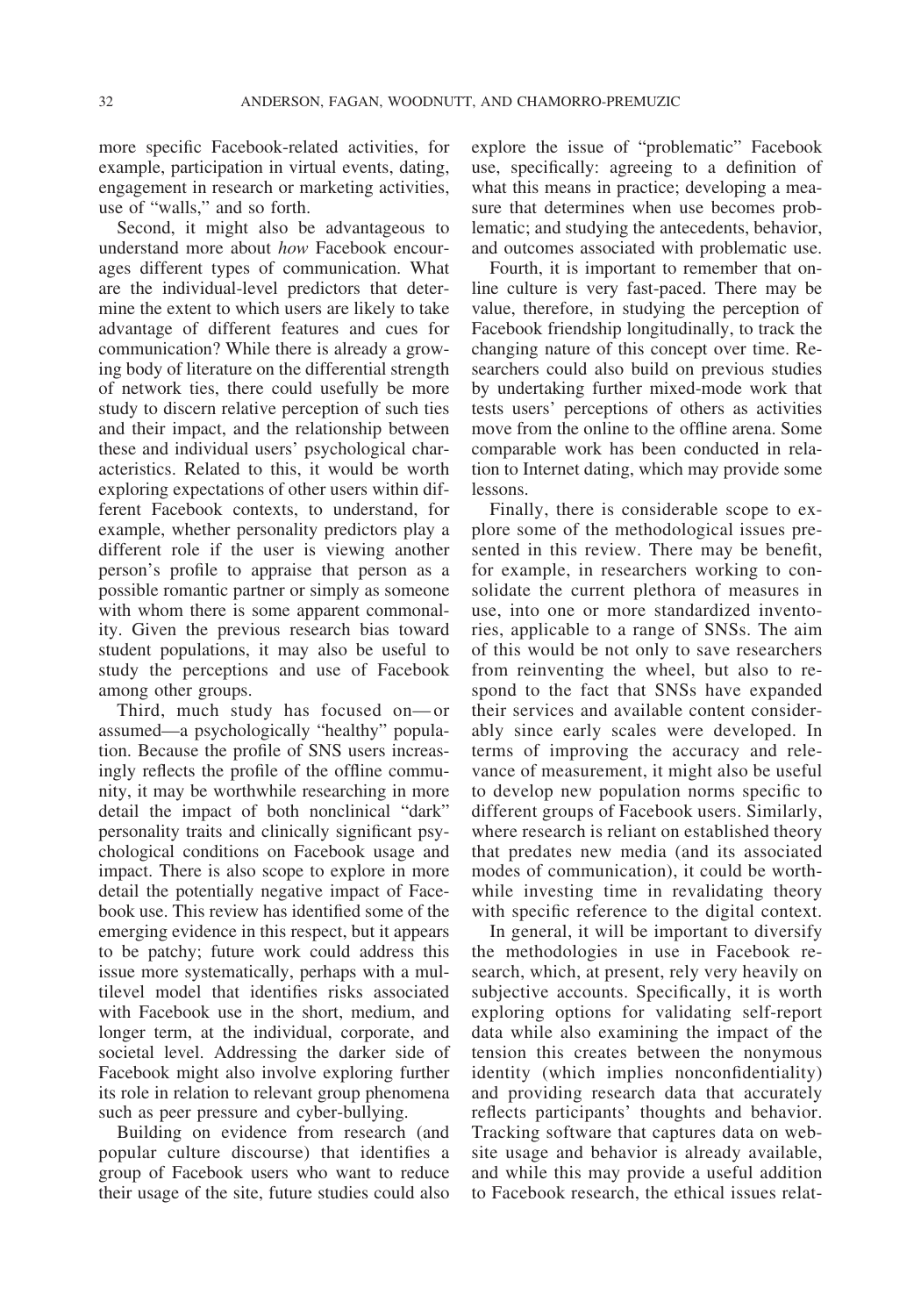more specific Facebook-related activities, for example, participation in virtual events, dating, engagement in research or marketing activities, use of "walls," and so forth.

Second, it might also be advantageous to understand more about *how* Facebook encourages different types of communication. What are the individual-level predictors that determine the extent to which users are likely to take advantage of different features and cues for communication? While there is already a growing body of literature on the differential strength of network ties, there could usefully be more study to discern relative perception of such ties and their impact, and the relationship between these and individual users' psychological characteristics. Related to this, it would be worth exploring expectations of other users within different Facebook contexts, to understand, for example, whether personality predictors play a different role if the user is viewing another person's profile to appraise that person as a possible romantic partner or simply as someone with whom there is some apparent commonality. Given the previous research bias toward student populations, it may also be useful to study the perceptions and use of Facebook among other groups.

Third, much study has focused on—or assumed—a psychologically "healthy" population. Because the profile of SNS users increasingly reflects the profile of the offline community, it may be worthwhile researching in more detail the impact of both nonclinical "dark" personality traits and clinically significant psychological conditions on Facebook usage and impact. There is also scope to explore in more detail the potentially negative impact of Facebook use. This review has identified some of the emerging evidence in this respect, but it appears to be patchy; future work could address this issue more systematically, perhaps with a multilevel model that identifies risks associated with Facebook use in the short, medium, and longer term, at the individual, corporate, and societal level. Addressing the darker side of Facebook might also involve exploring further its role in relation to relevant group phenomena such as peer pressure and cyber-bullying.

Building on evidence from research (and popular culture discourse) that identifies a group of Facebook users who want to reduce their usage of the site, future studies could also explore the issue of "problematic" Facebook use, specifically: agreeing to a definition of what this means in practice; developing a measure that determines when use becomes problematic; and studying the antecedents, behavior, and outcomes associated with problematic use.

Fourth, it is important to remember that online culture is very fast-paced. There may be value, therefore, in studying the perception of Facebook friendship longitudinally, to track the changing nature of this concept over time. Researchers could also build on previous studies by undertaking further mixed-mode work that tests users' perceptions of others as activities move from the online to the offline arena. Some comparable work has been conducted in relation to Internet dating, which may provide some lessons.

Finally, there is considerable scope to explore some of the methodological issues presented in this review. There may be benefit, for example, in researchers working to consolidate the current plethora of measures in use, into one or more standardized inventories, applicable to a range of SNSs. The aim of this would be not only to save researchers from reinventing the wheel, but also to respond to the fact that SNSs have expanded their services and available content considerably since early scales were developed. In terms of improving the accuracy and relevance of measurement, it might also be useful to develop new population norms specific to different groups of Facebook users. Similarly, where research is reliant on established theory that predates new media (and its associated modes of communication), it could be worthwhile investing time in revalidating theory with specific reference to the digital context.

In general, it will be important to diversify the methodologies in use in Facebook research, which, at present, rely very heavily on subjective accounts. Specifically, it is worth exploring options for validating self-report data while also examining the impact of the tension this creates between the nonymous identity (which implies nonconfidentiality) and providing research data that accurately reflects participants' thoughts and behavior. Tracking software that captures data on website usage and behavior is already available, and while this may provide a useful addition to Facebook research, the ethical issues relat-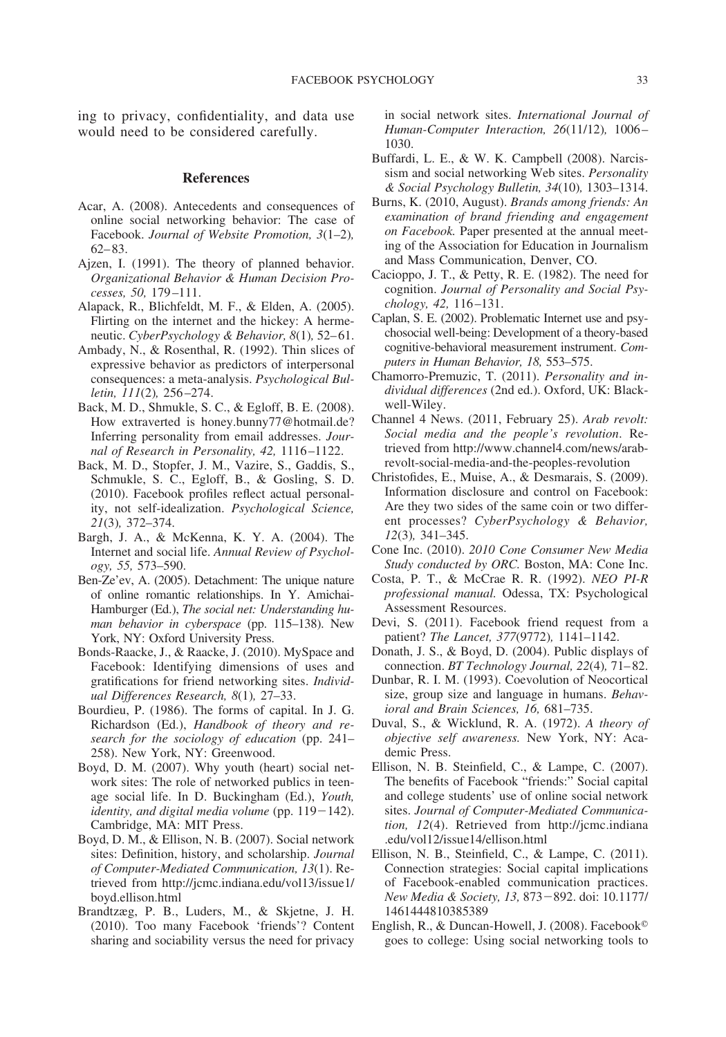ing to privacy, confidentiality, and data use would need to be considered carefully.

## References

Acar, A. (2008). Antecedents and consequences of online social networking behavior: The case of Facebook. *Journal of Website Promotion, 3*(1–2), 62–83.

Ajzen, I. (1991). The theory of planned behavior. *Organizational Behavior & Human Decision Processes, 50,* 179–111.

Alapack, R., Blichfeldt, M. F., & Elden, A. (2005). Flirting on the internet and the hickey: A hermeneutic. *CyberPsychology & Behavior, 8*(1), 52–61.

Ambady, N., & Rosenthal, R. (1992). Thin slices of expressive behavior as predictors of interpersonal consequences: a meta-analysis. *Psychological Bulletin, 111*(2), 256–274.

Back, M. D., Shmukle, S. C., & Egloff, B. E. (2008). How extraverted is honey.bunny77@hotmail.de? Inferring personality from email addresses. *Journal of Research in Personality, 42,* 1116–1122.

Back, M. D., Stopfer, J. M., Vazire, S., Gaddis, S., Schmukle, S. C., Egloff, B., & Gosling, S. D. (2010). Facebook profiles reflect actual personality, not self-idealization. *Psychological Science, 21*(3), 372–374.

Bargh, J. A., & McKenna, K. Y. A. (2004). The Internet and social life. *Annual Review of Psychology, 55,* 573–590.

Ben-Ze'ev, A. (2005). Detachment: The unique nature of online romantic relationships. In Y. Amichai-Hamburger (Ed.), *The social net: Understanding human behavior in cyberspace* (pp. 115–138). New York, NY: Oxford University Press.

Bonds-Raacke, J., & Raacke, J. (2010). MySpace and Facebook: Identifying dimensions of uses and gratifications for friend networking sites. *Individual Differences Research, 8*(1), 27–33.

Bourdieu, P. (1986). The forms of capital. In J. G. Richardson (Ed.), *Handbook of theory and research for the sociology of education* (pp. 241–258). New York, NY: Greenwood.

Boyd, D. M. (2007). Why youth (heart) social network sites: The role of networked publics in teenage social life. In D. Buckingham (Ed.), *Youth, identity, and digital media volume* (pp. 119–142). Cambridge, MA: MIT Press.

Boyd, D. M., & Ellison, N. B. (2007). Social network sites: Definition, history, and scholarship. *Journal of Computer-Mediated Communication, 13*(1). Retrieved from http://jcmc.indiana.edu/vol13/issue1/boyd.ellison.html

Brandtzæg, P. B., Luders, M., & Skjetne, J. H. (2010). Too many Facebook 'friends'? Content sharing and sociability versus the need for privacy in social network sites. *International Journal of Human-Computer Interaction, 26*(11/12), 1006–1030.

Buffardi, L. E., & W. K. Campbell (2008). Narcissism and social networking Web sites. *Personality & Social Psychology Bulletin, 34*(10), 1303–1314.

Burns, K. (2010, August). *Brands among friends: An examination of brand friending and engagement on Facebook.* Paper presented at the annual meeting of the Association for Education in Journalism and Mass Communication, Denver, CO.

Cacioppo, J. T., & Petty, R. E. (1982). The need for cognition. *Journal of Personality and Social Psychology, 42,* 116–131.

Caplan, S. E. (2002). Problematic Internet use and psychosocial well-being: Development of a theory-based cognitive-behavioral measurement instrument. *Computers in Human Behavior, 18,* 553–575.

Chamorro-Premuzic, T. (2011). *Personality and individual differences* (2nd ed.). Oxford, UK: Blackwell-Wiley.

Channel 4 News. (2011, February 25). *Arab revolt: Social media and the people's revolution*. Retrieved from http://www.channel4.com/news/arab-revolt-social-media-and-the-peoples-revolution

Christofides, E., Muise, A., & Desmarais, S. (2009). Information disclosure and control on Facebook: Are they two sides of the same coin or two different processes? *CyberPsychology & Behavior, 12*(3), 341–345.

Cone Inc. (2010). *2010 Cone Consumer New Media Study conducted by ORC.* Boston, MA: Cone Inc.

Costa, P. T., & McCrae R. R. (1992). *NEO PI-R professional manual.* Odessa, TX: Psychological Assessment Resources.

Devi, S. (2011). Facebook friend request from a patient? *The Lancet, 377*(9772), 1141–1142.

Donath, J. S., & Boyd, D. (2004). Public displays of connection. *BT Technology Journal, 22*(4), 71–82.

Dunbar, R. I. M. (1993). Coevolution of Neocortical size, group size and language in humans. *Behavioral and Brain Sciences, 16,* 681–735.

Duval, S., & Wicklund, R. A. (1972). *A theory of objective self awareness.* New York, NY: Academic Press.

Ellison, N. B. Steinfield, C., & Lampe, C. (2007). The benefits of Facebook "friends:" Social capital and college students' use of online social network sites. *Journal of Computer-Mediated Communication, 12*(4). Retrieved from http://jcmc.indiana.edu/vol12/issue14/ellison.html

Ellison, N. B., Steinfield, C., & Lampe, C. (2011). Connection strategies: Social capital implications of Facebook-enabled communication practices. *New Media & Society, 13,* 873–892. doi: 10.1177/1461444810385389

English, R., & Duncan-Howell, J. (2008). Facebook© goes to college: Using social networking tools to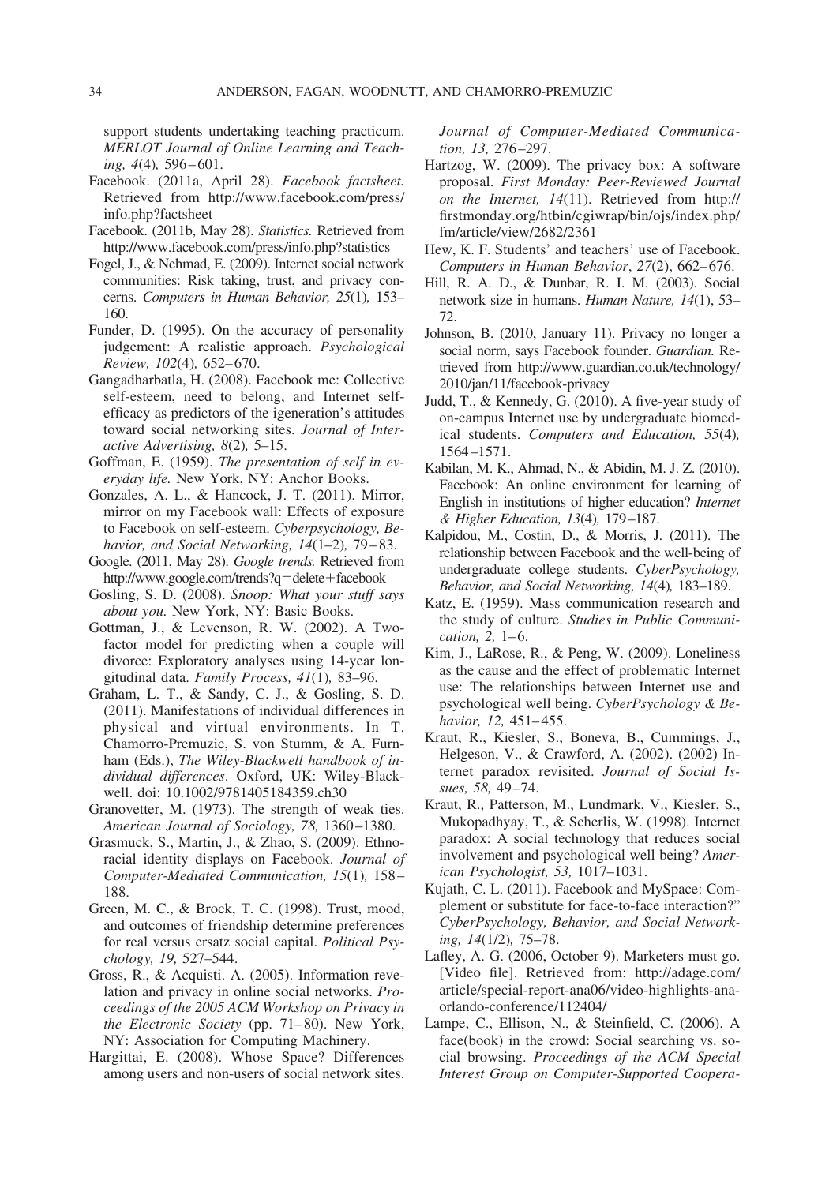support students undertaking teaching practicum. *MERLOT Journal of Online Learning and Teaching, 4*(4), 596–601.

Facebook. (2011a, April 28). *Facebook factsheet.* Retrieved from http://www.facebook.com/press/info.php?factsheet

Facebook. (2011b, May 28). *Statistics.* Retrieved from http://www.facebook.com/press/info.php?statistics

Fogel, J., & Nehmad, E. (2009). Internet social network communities: Risk taking, trust, and privacy concerns. *Computers in Human Behavior, 25*(1), 153–160.

Funder, D. (1995). On the accuracy of personality judgement: A realistic approach. *Psychological Review, 102*(4), 652–670.

Gangadharbatla, H. (2008). Facebook me: Collective self-esteem, need to belong, and Internet self-efficacy as predictors of the igeneration's attitudes toward social networking sites. *Journal of Interactive Advertising, 8*(2), 5–15.

Goffman, E. (1959). *The presentation of self in everyday life.* New York, NY: Anchor Books.

Gonzales, A. L., & Hancock, J. T. (2011). Mirror, mirror on my Facebook wall: Effects of exposure to Facebook on self-esteem. *Cyberpsychology, Behavior, and Social Networking, 14*(1–2), 79–83.

Google. (2011, May 28). *Google trends.* Retrieved from http://www.google.com/trends?q=delete+facebook

Gosling, S. D. (2008). *Snoop: What your stuff says about you.* New York, NY: Basic Books.

Gottman, J., & Levenson, R. W. (2002). A Two-factor model for predicting when a couple will divorce: Exploratory analyses using 14-year longitudinal data. *Family Process, 41*(1), 83–96.

Graham, L. T., & Sandy, C. J., & Gosling, S. D. (2011). Manifestations of individual differences in physical and virtual environments. In T. Chamorro-Premuzic, S. von Stumm, & A. Furnham (Eds.), *The Wiley-Blackwell handbook of individual differences.* Oxford, UK: Wiley-Blackwell. doi: 10.1002/9781405184359.ch30

Granovetter, M. (1973). The strength of weak ties. *American Journal of Sociology, 78,* 1360–1380.

Grasmuck, S., Martin, J., & Zhao, S. (2009). Ethno-racial identity displays on Facebook. *Journal of Computer-Mediated Communication, 15*(1), 158–188.

Green, M. C., & Brock, T. C. (1998). Trust, mood, and outcomes of friendship determine preferences for real versus ersatz social capital. *Political Psychology, 19,* 527–544.

Gross, R., & Acquisti. A. (2005). Information revelation and privacy in online social networks. *Proceedings of the 2005 ACM Workshop on Privacy in the Electronic Society* (pp. 71–80). New York, NY: Association for Computing Machinery.

Hargittai, E. (2008). Whose Space? Differences among users and non-users of social network sites. *Journal of Computer-Mediated Communication, 13,* 276–297.

Hartzog, W. (2009). The privacy box: A software proposal. *First Monday: Peer-Reviewed Journal on the Internet, 14*(11). Retrieved from http://firstmonday.org/htbin/cgiwrap/bin/ojs/index.php/fm/article/view/2682/2361

Hew, K. F. Students' and teachers' use of Facebook. *Computers in Human Behavior*, *27*(2), 662–676.

Hill, R. A. D., & Dunbar, R. I. M. (2003). Social network size in humans. *Human Nature, 14*(1), 53–72.

Johnson, B. (2010, January 11). Privacy no longer a social norm, says Facebook founder. *Guardian.* Retrieved from http://www.guardian.co.uk/technology/2010/jan/11/facebook-privacy

Judd, T., & Kennedy, G. (2010). A five-year study of on-campus Internet use by undergraduate biomedical students. *Computers and Education, 55*(4), 1564–1571.

Kabilan, M. K., Ahmad, N., & Abidin, M. J. Z. (2010). Facebook: An online environment for learning of English in institutions of higher education? *Internet & Higher Education, 13*(4), 179–187.

Kalpidou, M., Costin, D., & Morris, J. (2011). The relationship between Facebook and the well-being of undergraduate college students. *CyberPsychology, Behavior, and Social Networking, 14*(4), 183–189.

Katz, E. (1959). Mass communication research and the study of culture. *Studies in Public Communication, 2,* 1–6.

Kim, J., LaRose, R., & Peng, W. (2009). Loneliness as the cause and the effect of problematic Internet use: The relationships between Internet use and psychological well being. *CyberPsychology & Behavior, 12,* 451–455.

Kraut, R., Kiesler, S., Boneva, B., Cummings, J., Helgeson, V., & Crawford, A. (2002). (2002) Internet paradox revisited. *Journal of Social Issues, 58,* 49–74.

Kraut, R., Patterson, M., Lundmark, V., Kiesler, S., Mukopadhyay, T., & Scherlis, W. (1998). Internet paradox: A social technology that reduces social involvement and psychological well being? *American Psychologist, 53,* 1017–1031.

Kujath, C. L. (2011). Facebook and MySpace: Complement or substitute for face-to-face interaction?" *CyberPsychology, Behavior, and Social Networking, 14*(1/2), 75–78.

Lafley, A. G. (2006, October 9). Marketers must go. [Video file]. Retrieved from: http://adage.com/article/special-report-ana06/video-highlights-ana-orlando-conference/112404/

Lampe, C., Ellison, N., & Steinfield, C. (2006). A face(book) in the crowd: Social searching vs. social browsing. *Proceedings of the ACM Special Interest Group on Computer-Supported Coopera-*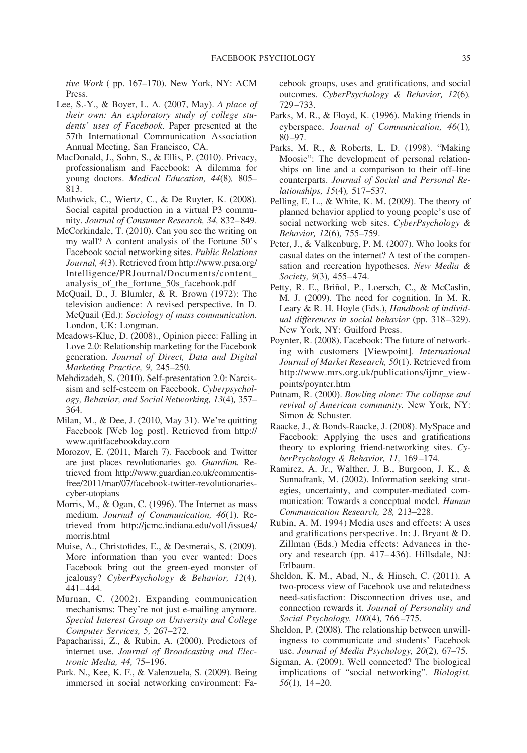*tive Work* ( pp. 167–170). New York, NY: ACM Press.

Lee, S.-Y., & Boyer, L. A. (2007, May). *A place of their own: An exploratory study of college students' uses of Facebook*. Paper presented at the 57th International Communication Association Annual Meeting, San Francisco, CA.

MacDonald, J., Sohn, S., & Ellis, P. (2010). Privacy, professionalism and Facebook: A dilemma for young doctors. *Medical Education, 44*(8)*,* 805–813.

Mathwick, C., Wiertz, C., & De Ruyter, K. (2008). Social capital production in a virtual P3 community. *Journal of Consumer Research, 34,* 832–849.

McCorkindale, T. (2010). Can you see the writing on my wall? A content analysis of the Fortune 50's Facebook social networking sites. *Public Relations Journal, 4*(3). Retrieved from http://www.prsa.org/Intelligence/PRJournal/Documents/content_analysis_of_the_fortune_50s_facebook.pdf

McQuail, D., J. Blumler, & R. Brown (1972): The television audience: A revised perspective. In D. McQuail (Ed.): *Sociology of mass communication.* London, UK: Longman.

Meadows-Klue, D. (2008)., Opinion piece: Falling in Love 2.0: Relationship marketing for the Facebook generation. *Journal of Direct, Data and Digital Marketing Practice, 9,* 245–250.

Mehdizadeh, S. (2010). Self-presentation 2.0: Narcissism and self-esteem on Facebook. *Cyberpsychology, Behavior, and Social Networking, 13*(4)*,* 357–364.

Milan, M., & Dee, J. (2010, May 31). We're quitting Facebook [Web log post]. Retrieved from http://www.quitfacebookday.com

Morozov, E. (2011, March 7). Facebook and Twitter are just places revolutionaries go. *Guardian.* Retrieved from http://www.guardian.co.uk/commentisfree/2011/mar/07/facebook-twitter-revolutionaries-cyber-utopians

Morris, M., & Ogan, C. (1996). The Internet as mass medium. *Journal of Communication, 46*(1). Retrieved from http://jcmc.indiana.edu/vol1/issue4/morris.html

Muise, A., Christofides, E., & Desmerais, S. (2009). More information than you ever wanted: Does Facebook bring out the green-eyed monster of jealousy? *CyberPsychology & Behavior, 12*(4)*,* 441–444.

Murnan, C. (2002). Expanding communication mechanisms: They're not just e-mailing anymore. *Special Interest Group on University and College Computer Services, 5,* 267–272.

Papacharissi, Z., & Rubin, A. (2000). Predictors of internet use. *Journal of Broadcasting and Electronic Media, 44,* 75–196.

Park. N., Kee, K. F., & Valenzuela, S. (2009). Being immersed in social networking environment: Facebook groups, uses and gratifications, and social outcomes. *CyberPsychology & Behavior, 12*(6)*,* 729–733.

Parks, M. R., & Floyd, K. (1996). Making friends in cyberspace. *Journal of Communication, 46*(1)*,* 80–97.

Parks, M. R., & Roberts, L. D. (1998). "Making Moosic": The development of personal relationships on line and a comparison to their off–line counterparts. *Journal of Social and Personal Relationships, 15*(4)*,* 517–537.

Pelling, E. L., & White, K. M. (2009). The theory of planned behavior applied to young people's use of social networking web sites. *CyberPsychology & Behavior, 12*(6)*,* 755–759.

Peter, J., & Valkenburg, P. M. (2007). Who looks for casual dates on the internet? A test of the compensation and recreation hypotheses. *New Media & Society, 9*(3)*,* 455–474.

Petty, R. E., Briñol, P., Loersch, C., & McCaslin, M. J. (2009). The need for cognition. In M. R. Leary & R. H. Hoyle (Eds.), *Handbook of individual differences in social behavior* (pp. 318–329). New York, NY: Guilford Press.

Poynter, R. (2008). Facebook: The future of networking with customers [Viewpoint]. *International Journal of Market Research, 50*(1). Retrieved from http://www.mrs.org.uk/publications/ijmr_viewpoints/poynter.htm

Putnam, R. (2000). *Bowling alone: The collapse and revival of American community.* New York, NY: Simon & Schuster.

Raacke, J., & Bonds-Raacke, J. (2008). MySpace and Facebook: Applying the uses and gratifications theory to exploring friend-networking sites. *CyberPsychology & Behavior, 11,* 169–174.

Ramirez, A. Jr., Walther, J. B., Burgoon, J. K., & Sunnafrank, M. (2002). Information seeking strategies, uncertainty, and computer-mediated communication: Towards a conceptual model. *Human Communication Research, 28,* 213–228.

Rubin, A. M. 1994) Media uses and effects: A uses and gratifications perspective. In: J. Bryant & D. Zillman (Eds.) Media effects: Advances in theory and research (pp. 417–436). Hillsdale, NJ: Erlbaum.

Sheldon, K. M., Abad, N., & Hinsch, C. (2011). A two-process view of Facebook use and relatedness need-satisfaction: Disconnection drives use, and connection rewards it. *Journal of Personality and Social Psychology, 100*(4)*,* 766–775.

Sheldon, P. (2008). The relationship between unwillingness to communicate and students' Facebook use. *Journal of Media Psychology, 20*(2)*,* 67–75.

Sigman, A. (2009). Well connected? The biological implications of "social networking". *Biologist, 56*(1)*,* 14–20.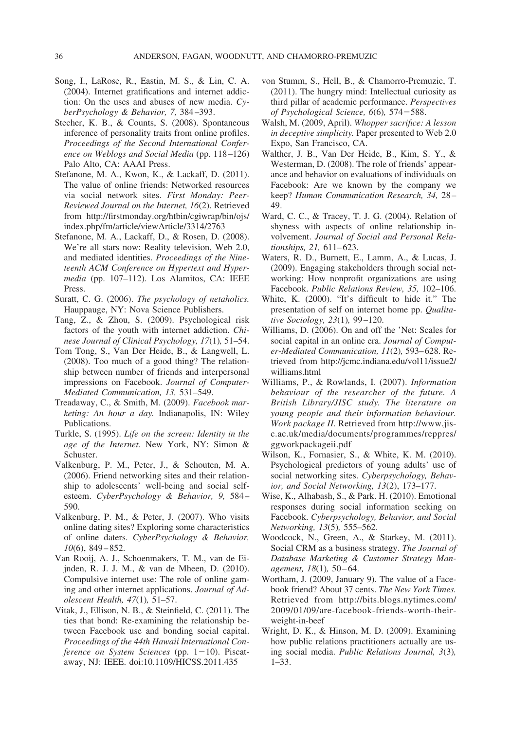Song, I., LaRose, R., Eastin, M. S., & Lin, C. A. (2004). Internet gratifications and internet addiction: On the uses and abuses of new media. *CyberPsychology & Behavior, 7,* 384–393.

Stecher, K. B., & Counts, S. (2008). Spontaneous inference of personality traits from online profiles. *Proceedings of the Second International Conference on Weblogs and Social Media* (pp. 118–126) Palo Alto, CA: AAAI Press.

Stefanone, M. A., Kwon, K., & Lackaff, D. (2011). The value of online friends: Networked resources via social network sites. *First Monday: Peer-Reviewed Journal on the Internet, 16*(2). Retrieved from http://firstmonday.org/htbin/cgiwrap/bin/ojs/index.php/fm/article/viewArticle/3314/2763

Stefanone, M. A., Lackaff, D., & Rosen, D. (2008). We're all stars now: Reality television, Web 2.0, and mediated identities. *Proceedings of the Nineteenth ACM Conference on Hypertext and Hypermedia* (pp. 107–112). Los Alamitos, CA: IEEE Press.

Suratt, C. G. (2006). *The psychology of netaholics.* Hauppauge, NY: Nova Science Publishers.

Tang, Z., & Zhou, S. (2009). Psychological risk factors of the youth with internet addiction. *Chinese Journal of Clinical Psychology, 17*(1)*,* 51–54.

Tom Tong, S., Van Der Heide, B., & Langwell, L. (2008). Too much of a good thing? The relationship between number of friends and interpersonal impressions on Facebook. *Journal of Computer-Mediated Communication, 13,* 531–549.

Treadaway, C., & Smith, M. (2009). *Facebook marketing: An hour a day.* Indianapolis, IN: Wiley Publications.

Turkle, S. (1995). *Life on the screen: Identity in the age of the Internet.* New York, NY: Simon & Schuster.

Valkenburg, P. M., Peter, J., & Schouten, M. A. (2006). Friend networking sites and their relationship to adolescents' well-being and social self-esteem. *CyberPsychology & Behavior, 9,* 584–590.

Valkenburg, P. M., & Peter, J. (2007). Who visits online dating sites? Exploring some characteristics of online daters. *CyberPsychology & Behavior, 10*(6), 849–852.

Van Rooij, A. J., Schoenmakers, T. M., van de Eijnden, R. J. J. M., & van de Mheen, D. (2010). Compulsive internet use: The role of online gaming and other internet applications. *Journal of Adolescent Health, 47*(1)*,* 51–57.

Vitak, J., Ellison, N. B., & Steinfield, C. (2011). The ties that bond: Re-examining the relationship between Facebook use and bonding social capital. *Proceedings of the 44th Hawaii International Conference on System Sciences* (pp. 1−10). Piscataway, NJ: IEEE. doi:10.1109/HICSS.2011.435

von Stumm, S., Hell, B., & Chamorro-Premuzic, T. (2011). The hungry mind: Intellectual curiosity as third pillar of academic performance. *Perspectives of Psychological Science, 6*(6)*,* 574−588.

Walsh, M. (2009, April). *Whopper sacrifice: A lesson in deceptive simplicity.* Paper presented to Web 2.0 Expo, San Francisco, CA.

Walther, J. B., Van Der Heide, B., Kim, S. Y., & Westerman, D. (2008). The role of friends' appearance and behavior on evaluations of individuals on Facebook: Are we known by the company we keep? *Human Communication Research, 34,* 28–49.

Ward, C. C., & Tracey, T. J. G. (2004). Relation of shyness with aspects of online relationship involvement. *Journal of Social and Personal Relationships, 21,* 611–623.

Waters, R. D., Burnett, E., Lamm, A., & Lucas, J. (2009). Engaging stakeholders through social networking: How nonprofit organizations are using Facebook. *Public Relations Review, 35,* 102–106.

White, K. (2000). "It's difficult to hide it." The presentation of self on internet home pp. *Qualitative Sociology, 23*(1)*,* 99–120.

Williams, D. (2006). On and off the 'Net: Scales for social capital in an online era. *Journal of Computer-Mediated Communication, 11*(2)*,* 593–628. Retrieved from http://jcmc.indiana.edu/vol11/issue2/williams.html

Williams, P., & Rowlands, I. (2007). *Information behaviour of the researcher of the future. A British Library/JISC study. The literature on young people and their information behaviour. Work package II.* Retrieved from http://www.jisc.ac.uk/media/documents/programmes/reppres/ggworkpackageii.pdf

Wilson, K., Fornasier, S., & White, K. M. (2010). Psychological predictors of young adults' use of social networking sites. *Cyberpsychology, Behavior, and Social Networking, 13*(2), 173–177.

Wise, K., Alhabash, S., & Park. H. (2010). Emotional responses during social information seeking on Facebook. *Cyberpsychology, Behavior, and Social Networking, 13*(5)*,* 555–562.

Woodcock, N., Green, A., & Starkey, M. (2011). Social CRM as a business strategy. *The Journal of Database Marketing & Customer Strategy Management, 18*(1)*,* 50–64.

Wortham, J. (2009, January 9). The value of a Facebook friend? About 37 cents. *The New York Times.* Retrieved from http://bits.blogs.nytimes.com/2009/01/09/are-facebook-friends-worth-their-weight-in-beef

Wright, D. K., & Hinson, M. D. (2009). Examining how public relations practitioners actually are using social media. *Public Relations Journal, 3*(3)*,* 1–33.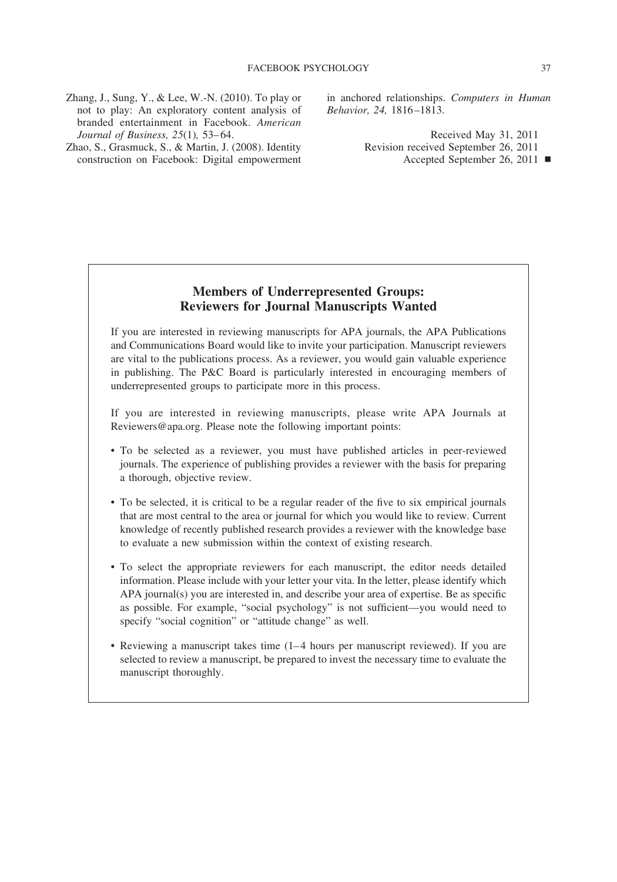Zhang, J., Sung, Y., & Lee, W.-N. (2010). To play or not to play: An exploratory content analysis of branded entertainment in Facebook. *American Journal of Business, 25*(1), 53–64.

Zhao, S., Grasmuck, S., & Martin, J. (2008). Identity construction on Facebook: Digital empowerment in anchored relationships. *Computers in Human Behavior, 24,* 1816–1813.

Received May 31, 2011
Revision received September 26, 2011
Accepted September 26, 2011 ■

## Members of Underrepresented Groups: Reviewers for Journal Manuscripts Wanted

If you are interested in reviewing manuscripts for APA journals, the APA Publications and Communications Board would like to invite your participation. Manuscript reviewers are vital to the publications process. As a reviewer, you would gain valuable experience in publishing. The P&C Board is particularly interested in encouraging members of underrepresented groups to participate more in this process.

If you are interested in reviewing manuscripts, please write APA Journals at Reviewers@apa.org. Please note the following important points:

- To be selected as a reviewer, you must have published articles in peer-reviewed journals. The experience of publishing provides a reviewer with the basis for preparing a thorough, objective review.
- To be selected, it is critical to be a regular reader of the five to six empirical journals that are most central to the area or journal for which you would like to review. Current knowledge of recently published research provides a reviewer with the knowledge base to evaluate a new submission within the context of existing research.
- To select the appropriate reviewers for each manuscript, the editor needs detailed information. Please include with your letter your vita. In the letter, please identify which APA journal(s) you are interested in, and describe your area of expertise. Be as specific as possible. For example, "social psychology" is not sufficient—you would need to specify "social cognition" or "attitude change" as well.
- Reviewing a manuscript takes time (1–4 hours per manuscript reviewed). If you are selected to review a manuscript, be prepared to invest the necessary time to evaluate the manuscript thoroughly.